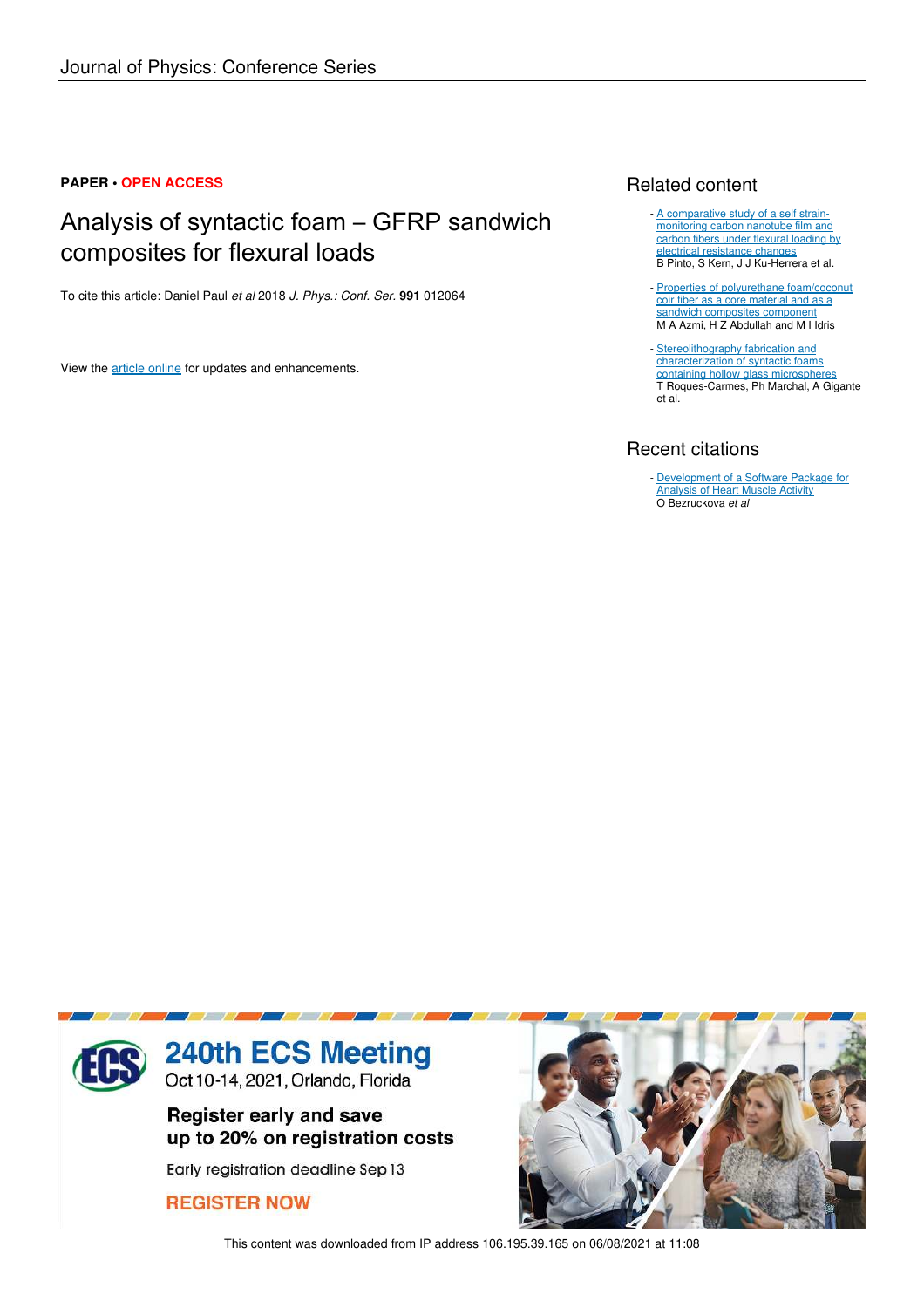Journal of Physics: Conference Series

**PAPER** • **OPEN ACCESS**

# Analysis of syntactic foam – GFRP sandwich composites for flexural loads

To cite this article: Daniel Paul *et al* 2018 *J. Phys.: Conf. Ser.* **991** 012064

View the article online for updates and enhancements.

## Related content

- A comparative study of a self strain-monitoring carbon nanotube film and carbon fibers under flexural loading by electrical resistance changes
  B Pinto, S Kern, J J Ku-Herrera et al.

- Properties of polyurethane foam/coconut coir fiber as a core material and as a sandwich composites component
  M A Azmi, H Z Abdullah and M I Idris

- Stereolithography fabrication and characterization of syntactic foams containing hollow glass microspheres
  T Roques-Carmes, Ph Marchal, A Gigante et al.

## Recent citations

- Development of a Software Package for Analysis of Heart Muscle Activity
  O Bezruckova *et al*

240th ECS Meeting
Oct 10-14, 2021, Orlando, Florida

Register early and save up to 20% on registration costs

Early registration deadline Sep 13

REGISTER NOW

This content was downloaded from IP address 106.195.39.165 on 06/08/2021 at 11:08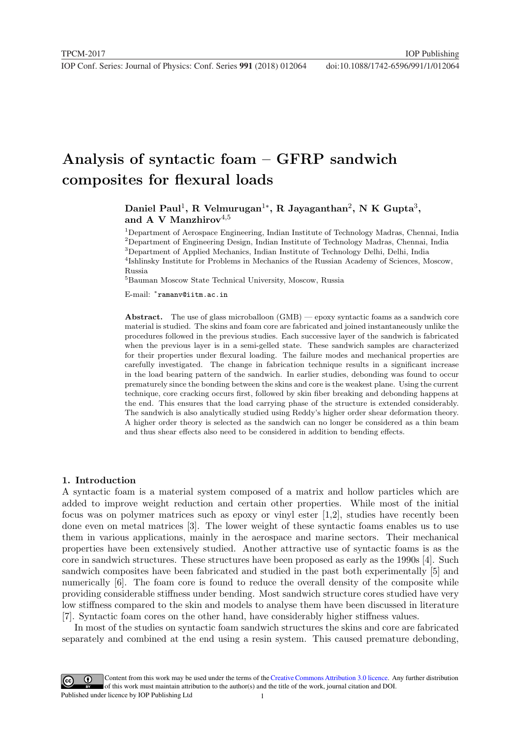# Analysis of syntactic foam – GFRP sandwich composites for flexural loads

**Daniel Paul**[1], **R Velmurugan**[1*], **R Jayaganthan**[2], **N K Gupta**[3], **and A V Manzhirov**[4,5]

[1]Department of Aerospace Engineering, Indian Institute of Technology Madras, Chennai, India
[2]Department of Engineering Design, Indian Institute of Technology Madras, Chennai, India
[3]Department of Applied Mechanics, Indian Institute of Technology Delhi, Delhi, India
[4]Ishlinsky Institute for Problems in Mechanics of the Russian Academy of Sciences, Moscow, Russia
[5]Bauman Moscow State Technical University, Moscow, Russia

E-mail: *ramanv@iitm.ac.in

**Abstract.** The use of glass microballoon (GMB) — epoxy syntactic foams as a sandwich core material is studied. The skins and foam core are fabricated and joined instantaneously unlike the procedures followed in the previous studies. Each successive layer of the sandwich is fabricated when the previous layer is in a semi-gelled state. These sandwich samples are characterized for their properties under flexural loading. The failure modes and mechanical properties are carefully investigated. The change in fabrication technique results in a significant increase in the load bearing pattern of the sandwich. In earlier studies, debonding was found to occur prematurely since the bonding between the skins and core is the weakest plane. Using the current technique, core cracking occurs first, followed by skin fiber breaking and debonding happens at the end. This ensures that the load carrying phase of the structure is extended considerably. The sandwich is also analytically studied using Reddy's higher order shear deformation theory. A higher order theory is selected as the sandwich can no longer be considered as a thin beam and thus shear effects also need to be considered in addition to bending effects.

## 1. Introduction

A syntactic foam is a material system composed of a matrix and hollow particles which are added to improve weight reduction and certain other properties. While most of the initial focus was on polymer matrices such as epoxy or vinyl ester [1,2], studies have recently been done even on metal matrices [3]. The lower weight of these syntactic foams enables us to use them in various applications, mainly in the aerospace and marine sectors. Their mechanical properties have been extensively studied. Another attractive use of syntactic foams is as the core in sandwich structures. These structures have been proposed as early as the 1990s [4]. Such sandwich composites have been fabricated and studied in the past both experimentally [5] and numerically [6]. The foam core is found to reduce the overall density of the composite while providing considerable stiffness under bending. Most sandwich structure cores studied have very low stiffness compared to the skin and models to analyse them have been discussed in literature [7]. Syntactic foam cores on the other hand, have considerably higher stiffness values.

In most of the studies on syntactic foam sandwich structures the skins and core are fabricated separately and combined at the end using a resin system. This caused premature debonding,

Content from this work may be used under the terms of the Creative Commons Attribution 3.0 licence. Any further distribution of this work must maintain attribution to the author(s) and the title of the work, journal citation and DOI.
Published under licence by IOP Publishing Ltd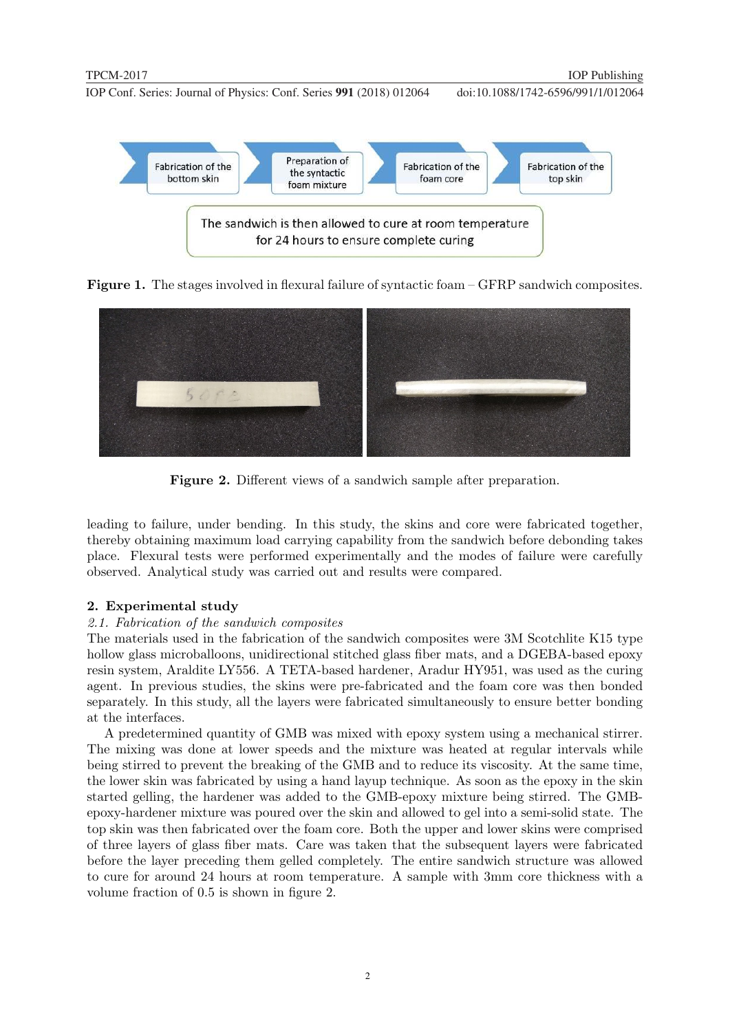Fabrication of the bottom skin → Preparation of the syntactic foam mixture → Fabrication of the foam core → Fabrication of the top skin

The sandwich is then allowed to cure at room temperature for 24 hours to ensure complete curing

**Figure 1.** The stages involved in flexural failure of syntactic foam – GFRP sandwich composites.

**Figure 2.** Different views of a sandwich sample after preparation.

leading to failure, under bending. In this study, the skins and core were fabricated together, thereby obtaining maximum load carrying capability from the sandwich before debonding takes place. Flexural tests were performed experimentally and the modes of failure were carefully observed. Analytical study was carried out and results were compared.

## 2. Experimental study

### *2.1. Fabrication of the sandwich composites*

The materials used in the fabrication of the sandwich composites were 3M Scotchlite K15 type hollow glass microballoons, unidirectional stitched glass fiber mats, and a DGEBA-based epoxy resin system, Araldite LY556. A TETA-based hardener, Aradur HY951, was used as the curing agent. In previous studies, the skins were pre-fabricated and the foam core was then bonded separately. In this study, all the layers were fabricated simultaneously to ensure better bonding at the interfaces.

A predetermined quantity of GMB was mixed with epoxy system using a mechanical stirrer. The mixing was done at lower speeds and the mixture was heated at regular intervals while being stirred to prevent the breaking of the GMB and to reduce its viscosity. At the same time, the lower skin was fabricated by using a hand layup technique. As soon as the epoxy in the skin started gelling, the hardener was added to the GMB-epoxy mixture being stirred. The GMB-epoxy-hardener mixture was poured over the skin and allowed to gel into a semi-solid state. The top skin was then fabricated over the foam core. Both the upper and lower skins were comprised of three layers of glass fiber mats. Care was taken that the subsequent layers were fabricated before the layer preceding them gelled completely. The entire sandwich structure was allowed to cure for around 24 hours at room temperature. A sample with 3mm core thickness with a volume fraction of 0.5 is shown in figure 2.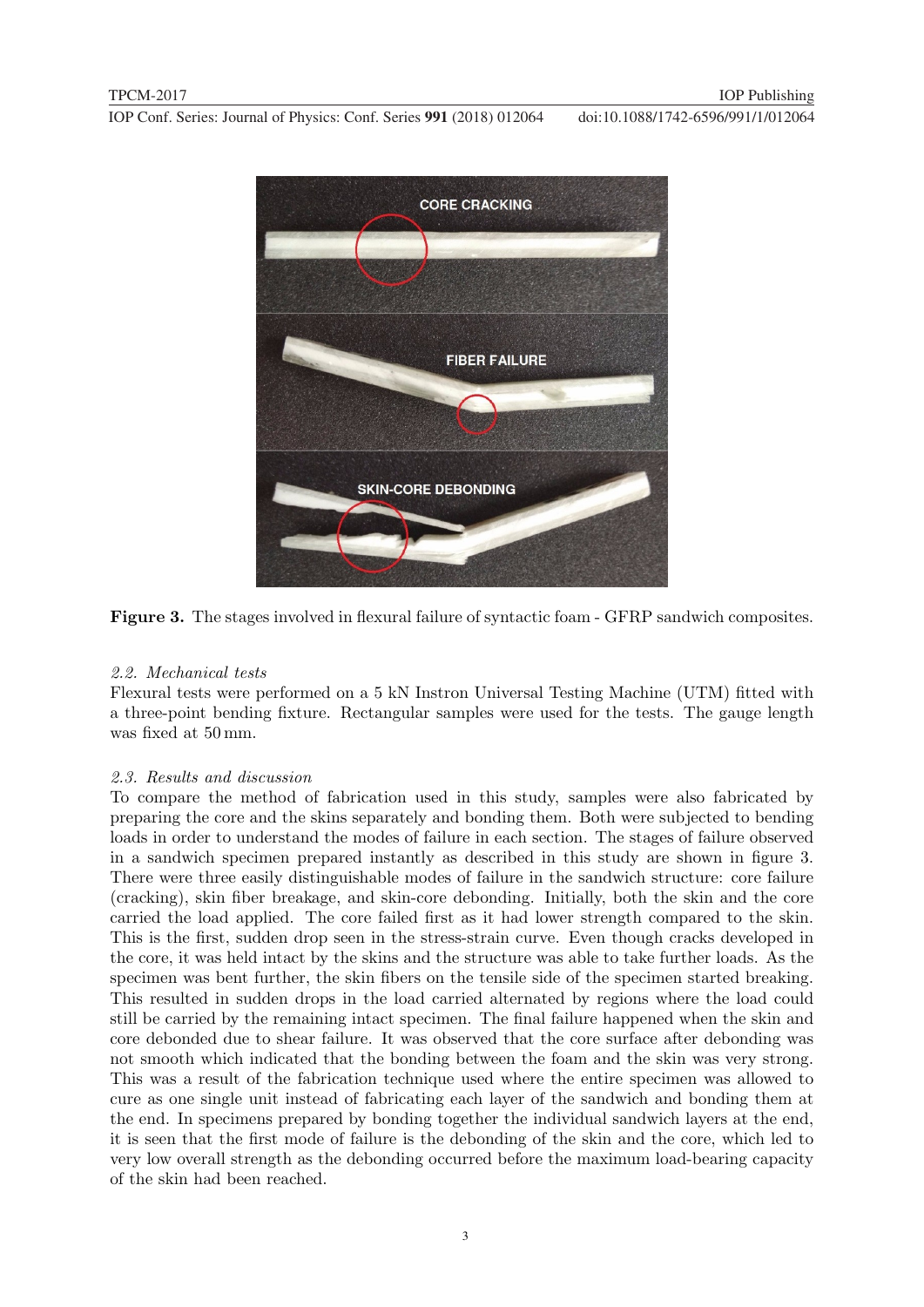**Figure 3.** The stages involved in flexural failure of syntactic foam - GFRP sandwich composites.

### *2.2. Mechanical tests*

Flexural tests were performed on a 5 kN Instron Universal Testing Machine (UTM) fitted with a three-point bending fixture. Rectangular samples were used for the tests. The gauge length was fixed at 50 mm.

### *2.3. Results and discussion*

To compare the method of fabrication used in this study, samples were also fabricated by preparing the core and the skins separately and bonding them. Both were subjected to bending loads in order to understand the modes of failure in each section. The stages of failure observed in a sandwich specimen prepared instantly as described in this study are shown in figure 3. There were three easily distinguishable modes of failure in the sandwich structure: core failure (cracking), skin fiber breakage, and skin-core debonding. Initially, both the skin and the core carried the load applied. The core failed first as it had lower strength compared to the skin. This is the first, sudden drop seen in the stress-strain curve. Even though cracks developed in the core, it was held intact by the skins and the structure was able to take further loads. As the specimen was bent further, the skin fibers on the tensile side of the specimen started breaking. This resulted in sudden drops in the load carried alternated by regions where the load could still be carried by the remaining intact specimen. The final failure happened when the skin and core debonded due to shear failure. It was observed that the core surface after debonding was not smooth which indicated that the bonding between the foam and the skin was very strong. This was a result of the fabrication technique used where the entire specimen was allowed to cure as one single unit instead of fabricating each layer of the sandwich and bonding them at the end. In specimens prepared by bonding together the individual sandwich layers at the end, it is seen that the first mode of failure is the debonding of the skin and the core, which led to very low overall strength as the debonding occurred before the maximum load-bearing capacity of the skin had been reached.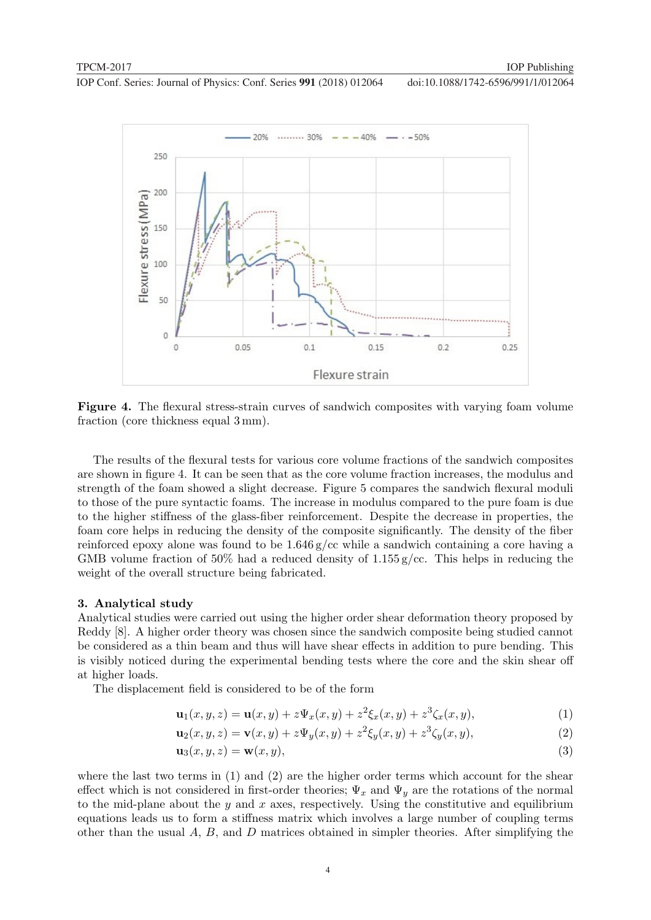**Figure 4.** The flexural stress-strain curves of sandwich composites with varying foam volume fraction (core thickness equal 3 mm).

The results of the flexural tests for various core volume fractions of the sandwich composites are shown in figure 4. It can be seen that as the core volume fraction increases, the modulus and strength of the foam showed a slight decrease. Figure 5 compares the sandwich flexural moduli to those of the pure syntactic foams. The increase in modulus compared to the pure foam is due to the higher stiffness of the glass-fiber reinforcement. Despite the decrease in properties, the foam core helps in reducing the density of the composite significantly. The density of the fiber reinforced epoxy alone was found to be 1.646 g/cc while a sandwich containing a core having a GMB volume fraction of 50% had a reduced density of 1.155 g/cc. This helps in reducing the weight of the overall structure being fabricated.

## 3. Analytical study

Analytical studies were carried out using the higher order shear deformation theory proposed by Reddy [8]. A higher order theory was chosen since the sandwich composite being studied cannot be considered as a thin beam and thus will have shear effects in addition to pure bending. This is visibly noticed during the experimental bending tests where the core and the skin shear off at higher loads.

The displacement field is considered to be of the form

$$\mathbf{u}_1(x, y, z) = \mathbf{u}(x, y) + z\Psi_x(x, y) + z^2\xi_x(x, y) + z^3\zeta_x(x, y), \tag{1}$$

$$\mathbf{u}_2(x, y, z) = \mathbf{v}(x, y) + z\Psi_y(x, y) + z^2\xi_y(x, y) + z^3\zeta_y(x, y), \tag{2}$$

$$\mathbf{u}_3(x, y, z) = \mathbf{w}(x, y), \tag{3}$$

where the last two terms in (1) and (2) are the higher order terms which account for the shear effect which is not considered in first-order theories; $\Psi_x$ and $\Psi_y$ are the rotations of the normal to the mid-plane about the $y$ and $x$ axes, respectively. Using the constitutive and equilibrium equations leads us to form a stiffness matrix which involves a large number of coupling terms other than the usual $A$, $B$, and $D$ matrices obtained in simpler theories. After simplifying the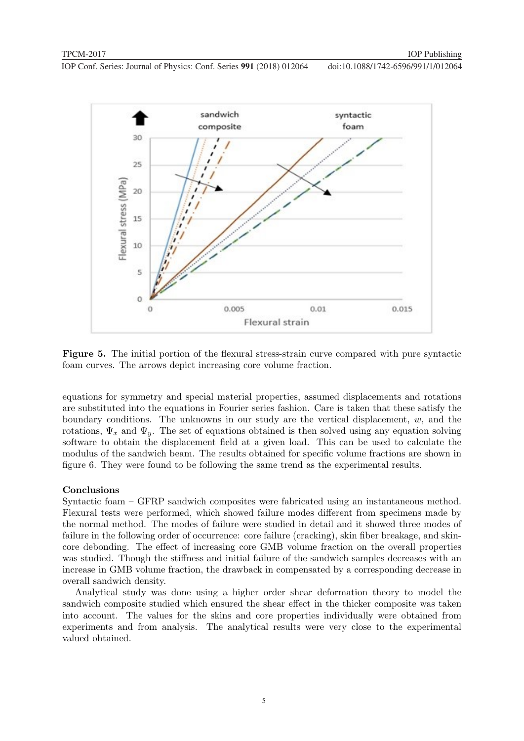**Figure 5.** The initial portion of the flexural stress-strain curve compared with pure syntactic foam curves. The arrows depict increasing core volume fraction.

equations for symmetry and special material properties, assumed displacements and rotations are substituted into the equations in Fourier series fashion. Care is taken that these satisfy the boundary conditions. The unknowns in our study are the vertical displacement, $w$, and the rotations, $\Psi_x$ and $\Psi_y$. The set of equations obtained is then solved using any equation solving software to obtain the displacement field at a given load. This can be used to calculate the modulus of the sandwich beam. The results obtained for specific volume fractions are shown in figure 6. They were found to be following the same trend as the experimental results.

## Conclusions

Syntactic foam – GFRP sandwich composites were fabricated using an instantaneous method. Flexural tests were performed, which showed failure modes different from specimens made by the normal method. The modes of failure were studied in detail and it showed three modes of failure in the following order of occurrence: core failure (cracking), skin fiber breakage, and skin-core debonding. The effect of increasing core GMB volume fraction on the overall properties was studied. Though the stiffness and initial failure of the sandwich samples decreases with an increase in GMB volume fraction, the drawback in compensated by a corresponding decrease in overall sandwich density.

Analytical study was done using a higher order shear deformation theory to model the sandwich composite studied which ensured the shear effect in the thicker composite was taken into account. The values for the skins and core properties individually were obtained from experiments and from analysis. The analytical results were very close to the experimental valued obtained.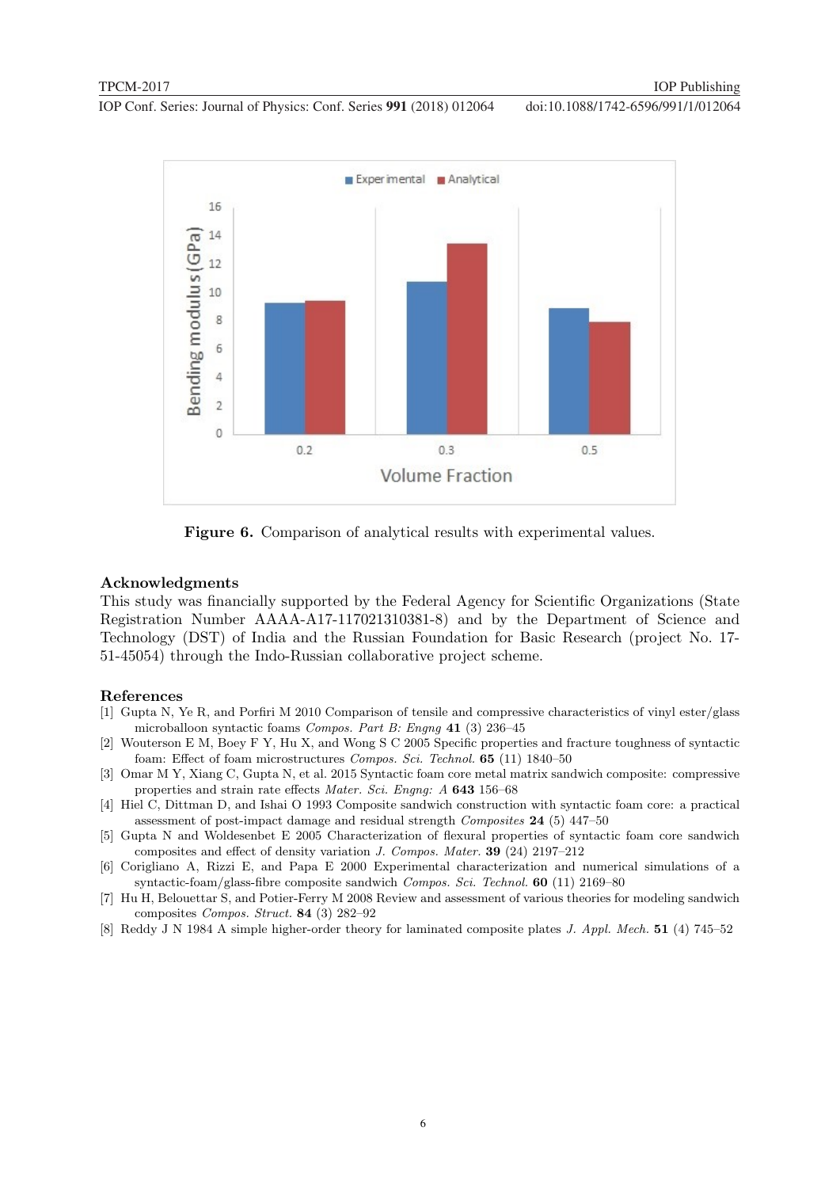Experimental
Analytical

Bending modulus (GPa)

16
14
12
10
8
6
4
2
0

0.2
0.3
0.5

Volume Fraction

**Figure 6.** Comparison of analytical results with experimental values.

## Acknowledgments

This study was financially supported by the Federal Agency for Scientific Organizations (State Registration Number AAAA-A17-117021310381-8) and by the Department of Science and Technology (DST) of India and the Russian Foundation for Basic Research (project No. 17-51-45054) through the Indo-Russian collaborative project scheme.

## References

[1] Gupta N, Ye R, and Porfiri M 2010 Comparison of tensile and compressive characteristics of vinyl ester/glass microballoon syntactic foams *Compos. Part B: Engng* **41** (3) 236–45

[2] Wouterson E M, Boey F Y, Hu X, and Wong S C 2005 Specific properties and fracture toughness of syntactic foam: Effect of foam microstructures *Compos. Sci. Technol.* **65** (11) 1840–50

[3] Omar M Y, Xiang C, Gupta N, et al. 2015 Syntactic foam core metal matrix sandwich composite: compressive properties and strain rate effects *Mater. Sci. Engng: A* **643** 156–68

[4] Hiel C, Dittman D, and Ishai O 1993 Composite sandwich construction with syntactic foam core: a practical assessment of post-impact damage and residual strength *Composites* **24** (5) 447–50

[5] Gupta N and Woldesenbet E 2005 Characterization of flexural properties of syntactic foam core sandwich composites and effect of density variation *J. Compos. Mater.* **39** (24) 2197–212

[6] Corigliano A, Rizzi E, and Papa E 2000 Experimental characterization and numerical simulations of a syntactic-foam/glass-fibre composite sandwich *Compos. Sci. Technol.* **60** (11) 2169–80

[7] Hu H, Belouettar S, and Potier-Ferry M 2008 Review and assessment of various theories for modeling sandwich composites *Compos. Struct.* **84** (3) 282–92

[8] Reddy J N 1984 A simple higher-order theory for laminated composite plates *J. Appl. Mech.* **51** (4) 745–52